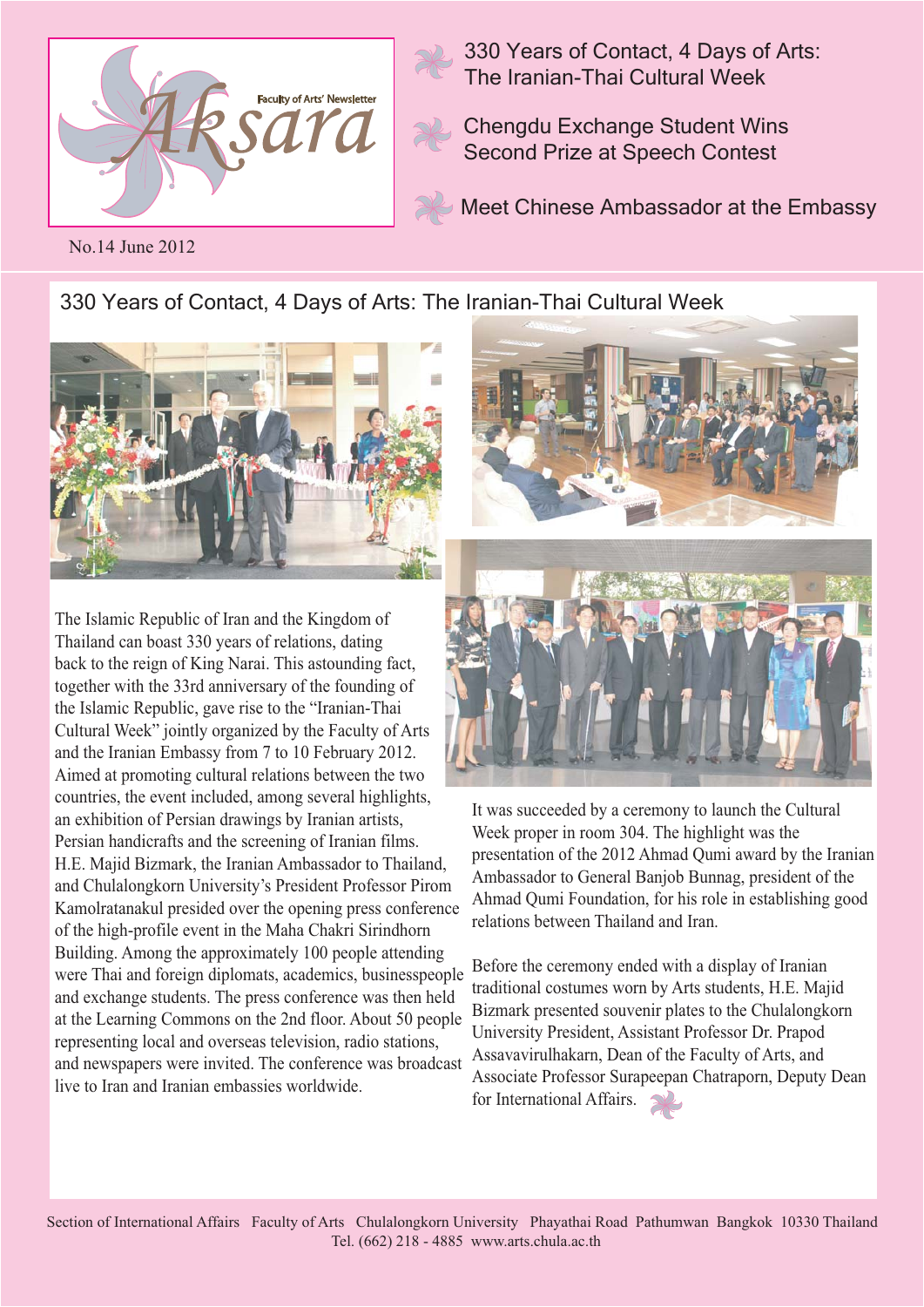# Aksara

Faculty of Arts' Newsletter

No.14 June 2012

- 330 Years of Contact, 4 Days of Arts: The Iranian-Thai Cultural Week
- Chengdu Exchange Student Wins Second Prize at Speech Contest
- Meet Chinese Ambassador at the Embassy

## 330 Years of Contact, 4 Days of Arts: The Iranian-Thai Cultural Week

The Islamic Republic of Iran and the Kingdom of Thailand can boast 330 years of relations, dating back to the reign of King Narai. This astounding fact, together with the 33rd anniversary of the founding of the Islamic Republic, gave rise to the "Iranian-Thai Cultural Week" jointly organized by the Faculty of Arts and the Iranian Embassy from 7 to 10 February 2012. Aimed at promoting cultural relations between the two countries, the event included, among several highlights, an exhibition of Persian drawings by Iranian artists, Persian handicrafts and the screening of Iranian films. H.E. Majid Bizmark, the Iranian Ambassador to Thailand, and Chulalongkorn University's President Professor Pirom Kamolratanakul presided over the opening press conference of the high-profile event in the Maha Chakri Sirindhorn Building. Among the approximately 100 people attending were Thai and foreign diplomats, academics, businesspeople and exchange students. The press conference was then held at the Learning Commons on the 2nd floor. About 50 people representing local and overseas television, radio stations, and newspapers were invited. The conference was broadcast live to Iran and Iranian embassies worldwide.

It was succeeded by a ceremony to launch the Cultural Week proper in room 304. The highlight was the presentation of the 2012 Ahmad Qumi award by the Iranian Ambassador to General Banjob Bunnag, president of the Ahmad Qumi Foundation, for his role in establishing good relations between Thailand and Iran.

Before the ceremony ended with a display of Iranian traditional costumes worn by Arts students, H.E. Majid Bizmark presented souvenir plates to the Chulalongkorn University President, Assistant Professor Dr. Prapod Assavavirulhakarn, Dean of the Faculty of Arts, and Associate Professor Surapeepan Chatraporn, Deputy Dean for International Affairs.

Section of International Affairs Faculty of Arts Chulalongkorn University Phayathai Road Pathumwan Bangkok 10330 Thailand
Tel. (662) 218 - 4885 www.arts.chula.ac.th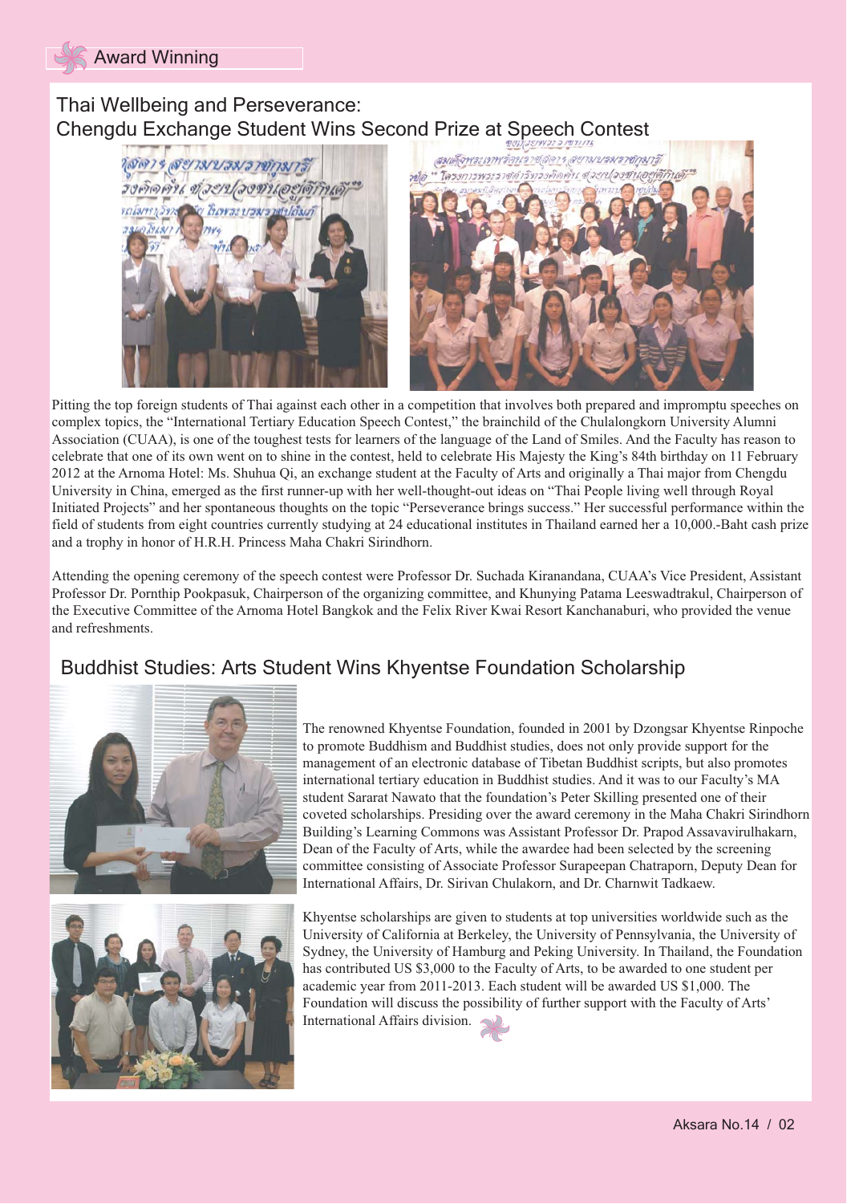## Award Winning

### Thai Wellbeing and Perseverance: Chengdu Exchange Student Wins Second Prize at Speech Contest

Pitting the top foreign students of Thai against each other in a competition that involves both prepared and impromptu speeches on complex topics, the "International Tertiary Education Speech Contest," the brainchild of the Chulalongkorn University Alumni Association (CUAA), is one of the toughest tests for learners of the language of the Land of Smiles. And the Faculty has reason to celebrate that one of its own went on to shine in the contest, held to celebrate His Majesty the King's 84th birthday on 11 February 2012 at the Arnoma Hotel: Ms. Shuhua Qi, an exchange student at the Faculty of Arts and originally a Thai major from Chengdu University in China, emerged as the first runner-up with her well-thought-out ideas on "Thai People living well through Royal Initiated Projects" and her spontaneous thoughts on the topic "Perseverance brings success." Her successful performance within the field of students from eight countries currently studying at 24 educational institutes in Thailand earned her a 10,000.-Baht cash prize and a trophy in honor of H.R.H. Princess Maha Chakri Sirindhorn.

Attending the opening ceremony of the speech contest were Professor Dr. Suchada Kiranandana, CUAA's Vice President, Assistant Professor Dr. Pornthip Pookpasuk, Chairperson of the organizing committee, and Khunying Patama Leeswadtrakul, Chairperson of the Executive Committee of the Arnoma Hotel Bangkok and the Felix River Kwai Resort Kanchanaburi, who provided the venue and refreshments.

### Buddhist Studies: Arts Student Wins Khyentse Foundation Scholarship

The renowned Khyentse Foundation, founded in 2001 by Dzongsar Khyentse Rinpoche to promote Buddhism and Buddhist studies, does not only provide support for the management of an electronic database of Tibetan Buddhist scripts, but also promotes international tertiary education in Buddhist studies. And it was to our Faculty's MA student Sararat Nawato that the foundation's Peter Skilling presented one of their coveted scholarships. Presiding over the award ceremony in the Maha Chakri Sirindhorn Building's Learning Commons was Assistant Professor Dr. Prapod Assavavirulhakarn, Dean of the Faculty of Arts, while the awardee had been selected by the screening committee consisting of Associate Professor Surapeepan Chatraporn, Deputy Dean for International Affairs, Dr. Sirivan Chulakorn, and Dr. Charnwit Tadkaew.

Khyentse scholarships are given to students at top universities worldwide such as the University of California at Berkeley, the University of Pennsylvania, the University of Sydney, the University of Hamburg and Peking University. In Thailand, the Foundation has contributed US $3,000 to the Faculty of Arts, to be awarded to one student per academic year from 2011-2013. Each student will be awarded US $1,000. The Foundation will discuss the possibility of further support with the Faculty of Arts' International Affairs division.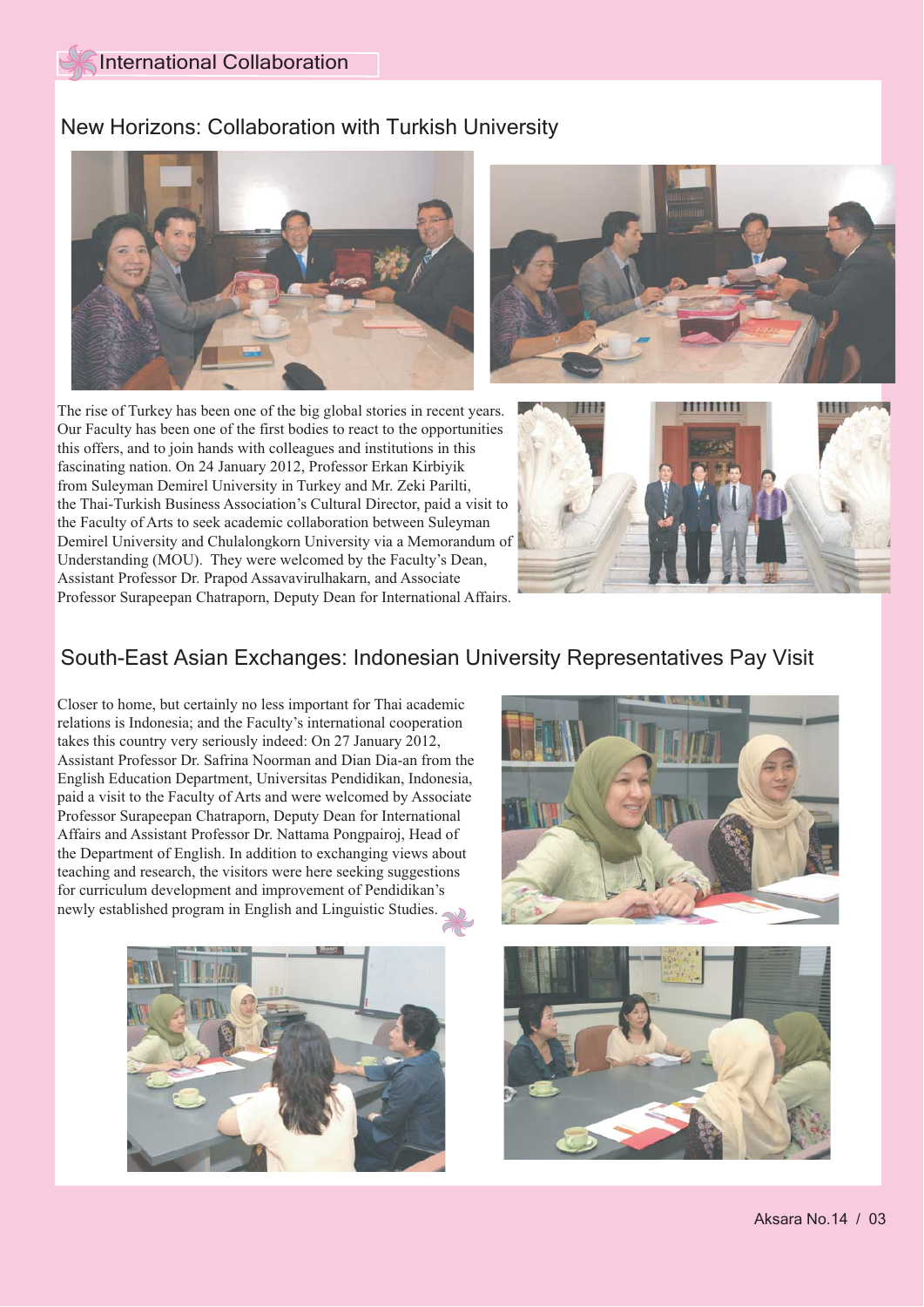# International Collaboration

## New Horizons: Collaboration with Turkish University

The rise of Turkey has been one of the big global stories in recent years. Our Faculty has been one of the first bodies to react to the opportunities this offers, and to join hands with colleagues and institutions in this fascinating nation. On 24 January 2012, Professor Erkan Kirbiyik from Suleyman Demirel University in Turkey and Mr. Zeki Parilti, the Thai-Turkish Business Association's Cultural Director, paid a visit to the Faculty of Arts to seek academic collaboration between Suleyman Demirel University and Chulalongkorn University via a Memorandum of Understanding (MOU). They were welcomed by the Faculty's Dean, Assistant Professor Dr. Prapod Assavavirulhakarn, and Associate Professor Surapeepan Chatraporn, Deputy Dean for International Affairs.

## South-East Asian Exchanges: Indonesian University Representatives Pay Visit

Closer to home, but certainly no less important for Thai academic relations is Indonesia; and the Faculty's international cooperation takes this country very seriously indeed: On 27 January 2012, Assistant Professor Dr. Safrina Noorman and Dian Dia-an from the English Education Department, Universitas Pendidikan, Indonesia, paid a visit to the Faculty of Arts and were welcomed by Associate Professor Surapeepan Chatraporn, Deputy Dean for International Affairs and Assistant Professor Dr. Nattama Pongpairoj, Head of the Department of English. In addition to exchanging views about teaching and research, the visitors were here seeking suggestions for curriculum development and improvement of Pendidikan's newly established program in English and Linguistic Studies.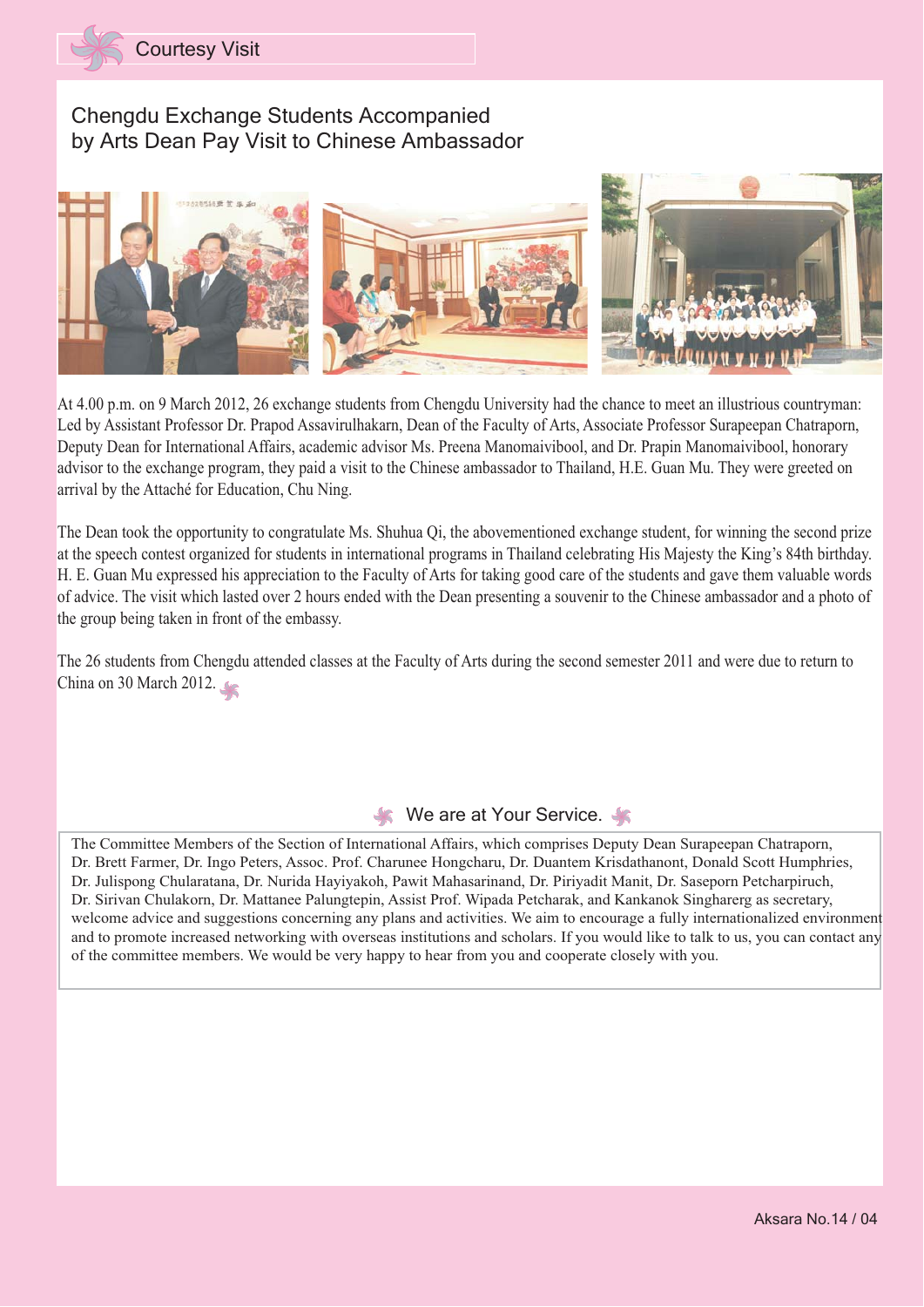## Courtesy Visit

# Chengdu Exchange Students Accompanied by Arts Dean Pay Visit to Chinese Ambassador

At 4.00 p.m. on 9 March 2012, 26 exchange students from Chengdu University had the chance to meet an illustrious countryman: Led by Assistant Professor Dr. Prapod Assavirulhakarn, Dean of the Faculty of Arts, Associate Professor Surapeepan Chatraporn, Deputy Dean for International Affairs, academic advisor Ms. Preena Manomaivibool, and Dr. Prapin Manomaivibool, honorary advisor to the exchange program, they paid a visit to the Chinese ambassador to Thailand, H.E. Guan Mu. They were greeted on arrival by the Attaché for Education, Chu Ning.

The Dean took the opportunity to congratulate Ms. Shuhua Qi, the abovementioned exchange student, for winning the second prize at the speech contest organized for students in international programs in Thailand celebrating His Majesty the King's 84th birthday. H. E. Guan Mu expressed his appreciation to the Faculty of Arts for taking good care of the students and gave them valuable words of advice. The visit which lasted over 2 hours ended with the Dean presenting a souvenir to the Chinese ambassador and a photo of the group being taken in front of the embassy.

The 26 students from Chengdu attended classes at the Faculty of Arts during the second semester 2011 and were due to return to China on 30 March 2012.

## We are at Your Service.

The Committee Members of the Section of International Affairs, which comprises Deputy Dean Surapeepan Chatraporn, Dr. Brett Farmer, Dr. Ingo Peters, Assoc. Prof. Charunee Hongcharu, Dr. Duantem Krisdathanont, Donald Scott Humphries, Dr. Julispong Chularatana, Dr. Nurida Hayiyakoh, Pawit Mahasarinand, Dr. Piriyadit Manit, Dr. Saseporn Petcharpiruch, Dr. Sirivan Chulakorn, Dr. Mattanee Palungtepin, Assist Prof. Wipada Petcharak, and Kankanok Singharerg as secretary, welcome advice and suggestions concerning any plans and activities. We aim to encourage a fully internationalized environment and to promote increased networking with overseas institutions and scholars. If you would like to talk to us, you can contact any of the committee members. We would be very happy to hear from you and cooperate closely with you.